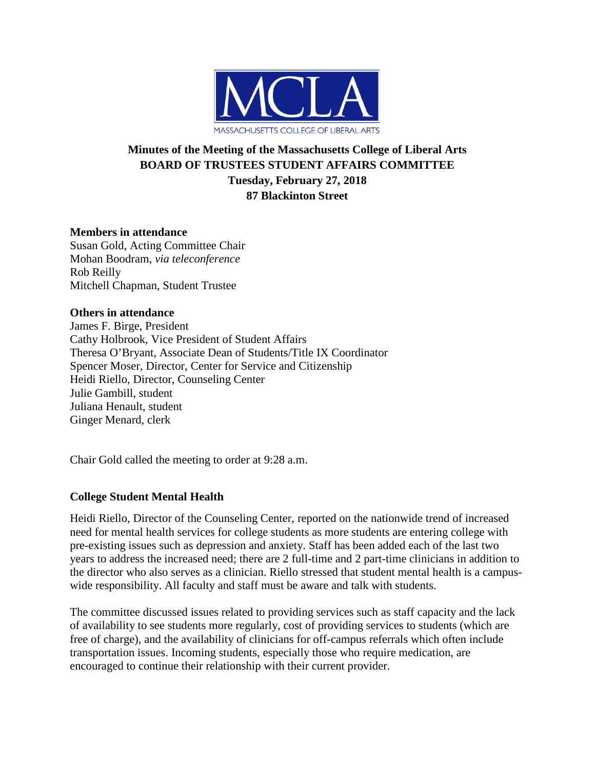MCLA

MASSACHUSETTS COLLEGE OF LIBERAL ARTS

# Minutes of the Meeting of the Massachusetts College of Liberal Arts BOARD OF TRUSTEES STUDENT AFFAIRS COMMITTEE

**Tuesday, February 27, 2018**

**87 Blackinton Street**

**Members in attendance**

Susan Gold, Acting Committee Chair
Mohan Boodram, *via teleconference*
Rob Reilly
Mitchell Chapman, Student Trustee

**Others in attendance**

James F. Birge, President
Cathy Holbrook, Vice President of Student Affairs
Theresa O'Bryant, Associate Dean of Students/Title IX Coordinator
Spencer Moser, Director, Center for Service and Citizenship
Heidi Riello, Director, Counseling Center
Julie Gambill, student
Juliana Henault, student
Ginger Menard, clerk

Chair Gold called the meeting to order at 9:28 a.m.

## College Student Mental Health

Heidi Riello, Director of the Counseling Center, reported on the nationwide trend of increased need for mental health services for college students as more students are entering college with pre-existing issues such as depression and anxiety. Staff has been added each of the last two years to address the increased need; there are 2 full-time and 2 part-time clinicians in addition to the director who also serves as a clinician. Riello stressed that student mental health is a campus-wide responsibility. All faculty and staff must be aware and talk with students.

The committee discussed issues related to providing services such as staff capacity and the lack of availability to see students more regularly, cost of providing services to students (which are free of charge), and the availability of clinicians for off-campus referrals which often include transportation issues. Incoming students, especially those who require medication, are encouraged to continue their relationship with their current provider.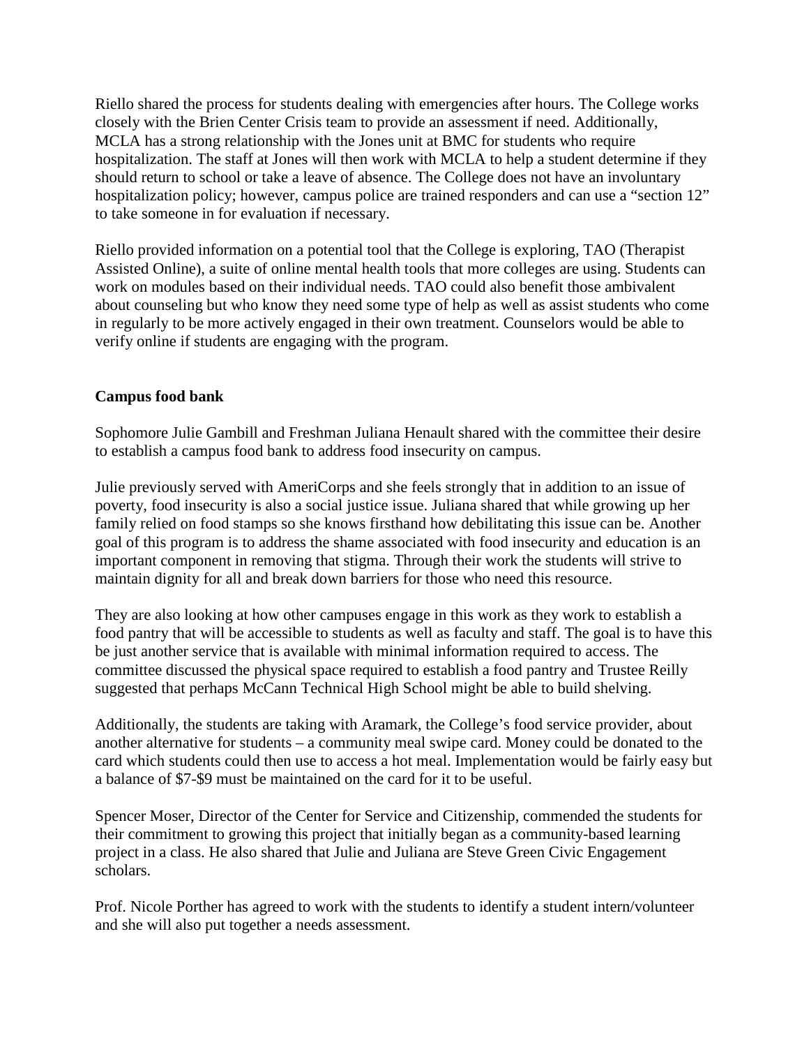Riello shared the process for students dealing with emergencies after hours. The College works closely with the Brien Center Crisis team to provide an assessment if need. Additionally, MCLA has a strong relationship with the Jones unit at BMC for students who require hospitalization. The staff at Jones will then work with MCLA to help a student determine if they should return to school or take a leave of absence. The College does not have an involuntary hospitalization policy; however, campus police are trained responders and can use a "section 12" to take someone in for evaluation if necessary.

Riello provided information on a potential tool that the College is exploring, TAO (Therapist Assisted Online), a suite of online mental health tools that more colleges are using. Students can work on modules based on their individual needs. TAO could also benefit those ambivalent about counseling but who know they need some type of help as well as assist students who come in regularly to be more actively engaged in their own treatment. Counselors would be able to verify online if students are engaging with the program.

**Campus food bank**

Sophomore Julie Gambill and Freshman Juliana Henault shared with the committee their desire to establish a campus food bank to address food insecurity on campus.

Julie previously served with AmeriCorps and she feels strongly that in addition to an issue of poverty, food insecurity is also a social justice issue. Juliana shared that while growing up her family relied on food stamps so she knows firsthand how debilitating this issue can be. Another goal of this program is to address the shame associated with food insecurity and education is an important component in removing that stigma. Through their work the students will strive to maintain dignity for all and break down barriers for those who need this resource.

They are also looking at how other campuses engage in this work as they work to establish a food pantry that will be accessible to students as well as faculty and staff. The goal is to have this be just another service that is available with minimal information required to access. The committee discussed the physical space required to establish a food pantry and Trustee Reilly suggested that perhaps McCann Technical High School might be able to build shelving.

Additionally, the students are taking with Aramark, the College's food service provider, about another alternative for students – a community meal swipe card. Money could be donated to the card which students could then use to access a hot meal. Implementation would be fairly easy but a balance of $7-$9 must be maintained on the card for it to be useful.

Spencer Moser, Director of the Center for Service and Citizenship, commended the students for their commitment to growing this project that initially began as a community-based learning project in a class. He also shared that Julie and Juliana are Steve Green Civic Engagement scholars.

Prof. Nicole Porther has agreed to work with the students to identify a student intern/volunteer and she will also put together a needs assessment.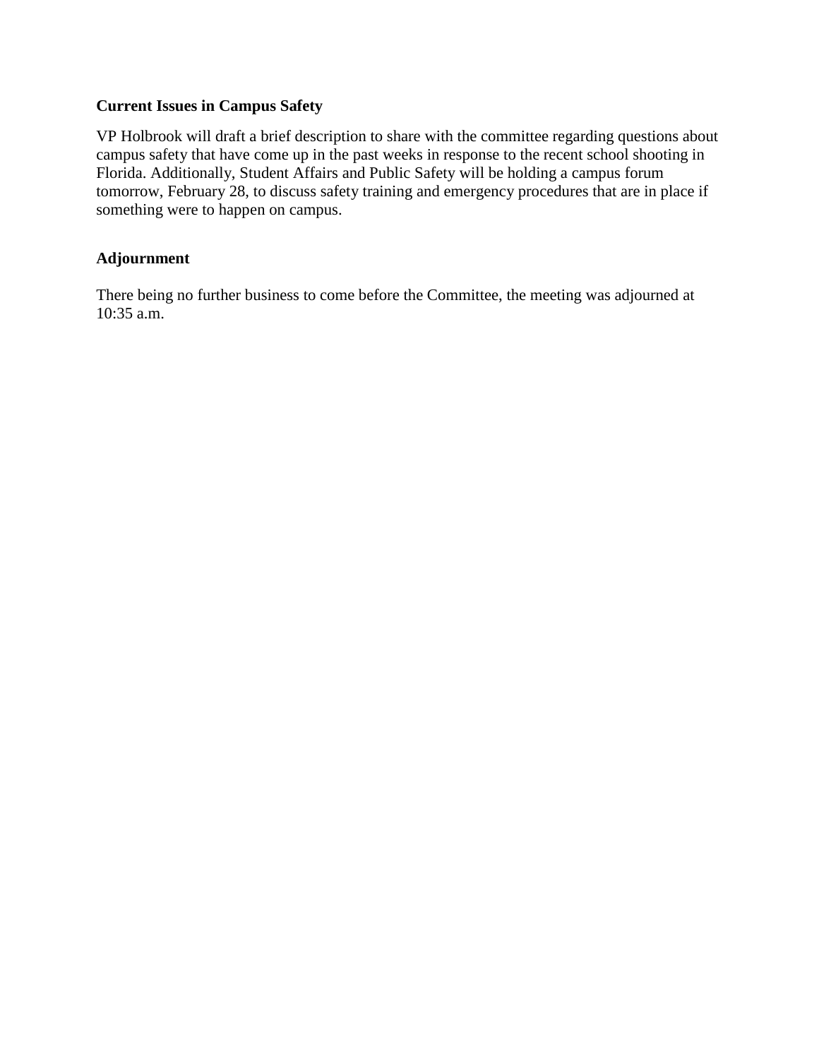**Current Issues in Campus Safety**

VP Holbrook will draft a brief description to share with the committee regarding questions about campus safety that have come up in the past weeks in response to the recent school shooting in Florida. Additionally, Student Affairs and Public Safety will be holding a campus forum tomorrow, February 28, to discuss safety training and emergency procedures that are in place if something were to happen on campus.

**Adjournment**

There being no further business to come before the Committee, the meeting was adjourned at 10:35 a.m.